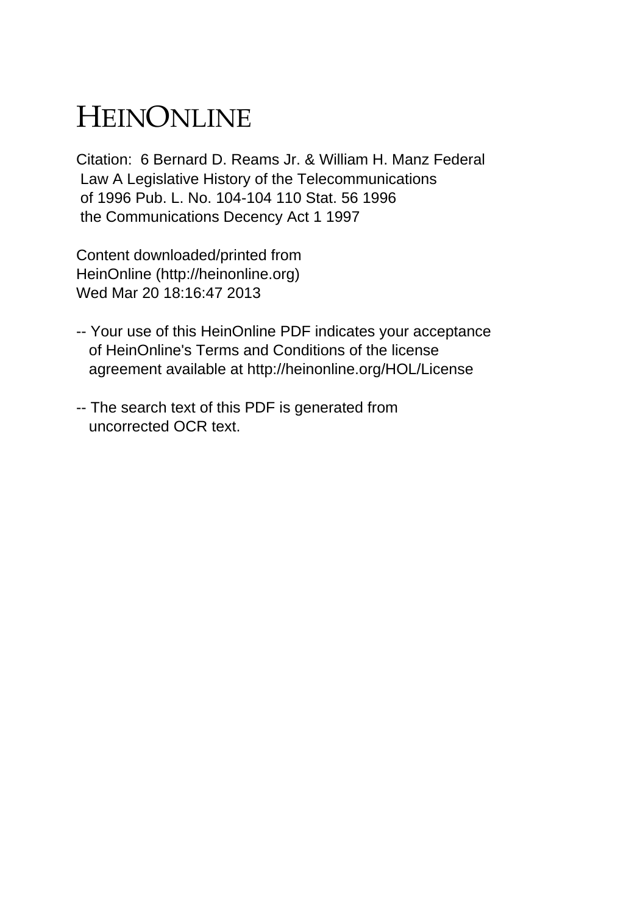# HEINONLINE

Citation: 6 Bernard D. Reams Jr. & William H. Manz Federal Law A Legislative History of the Telecommunications of 1996 Pub. L. No. 104-104 110 Stat. 56 1996 the Communications Decency Act 1 1997

Content downloaded/printed from HeinOnline (http://heinonline.org) Wed Mar 20 18:16:47 2013

-- Your use of this HeinOnline PDF indicates your acceptance of HeinOnline's Terms and Conditions of the license agreement available at http://heinonline.org/HOL/License

-- The search text of this PDF is generated from uncorrected OCR text.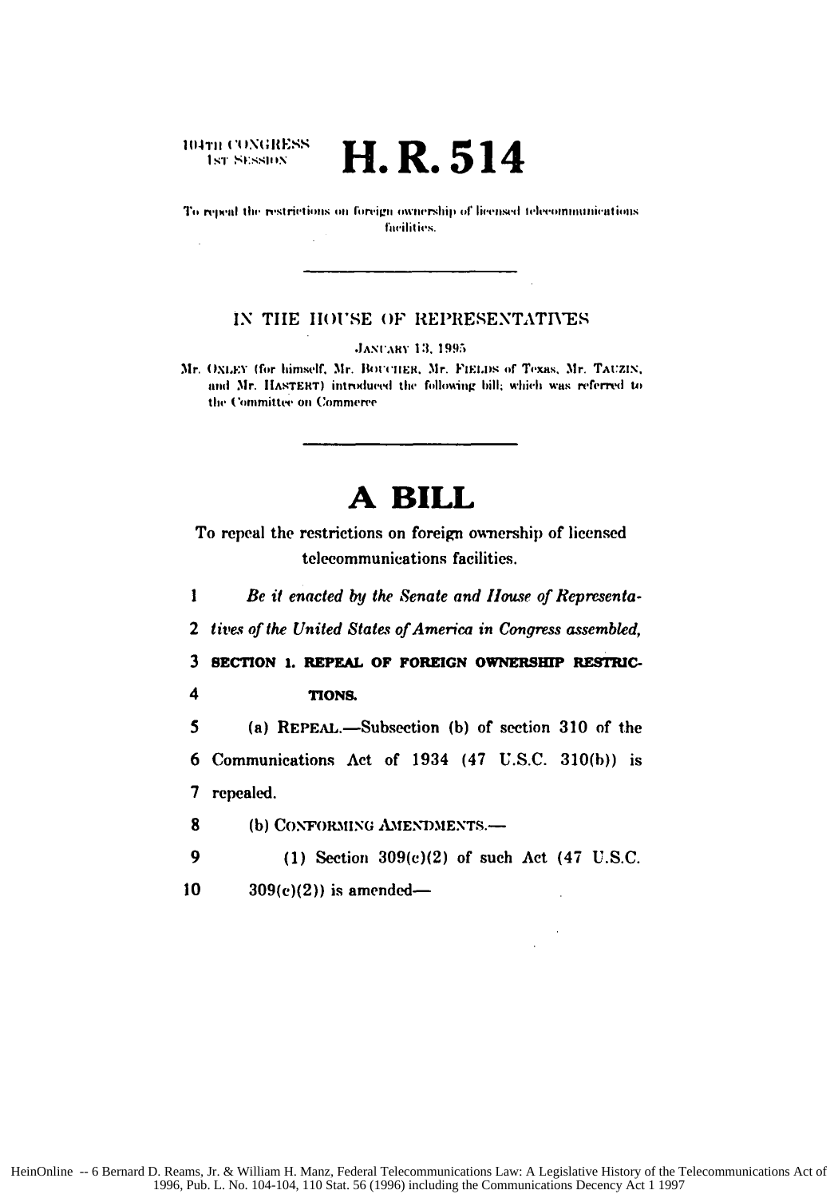104TH CONGRESS
1ST SESSION

# H. R. 514

To repeal the restrictions on foreign ownership of licensed telecommunications facilities.

---

IN THE HOUSE OF REPRESENTATIVES

JANUARY 13, 1995

Mr. OXLEY (for himself, Mr. BOUCHER, Mr. FIELDS of Texas, Mr. TAUZIN, and Mr. HASTERT) introduced the following bill; which was referred to the Committee on Commerce

---

# A BILL

To repeal the restrictions on foreign ownership of licensed telecommunications facilities.

1 *Be it enacted by the Senate and House of Representa-*
2 *tives of the United States of America in Congress assembled,*
3 **SECTION 1. REPEAL OF FOREIGN OWNERSHIP RESTRIC-**
4 **TIONS.**
5 (a) REPEAL.—Subsection (b) of section 310 of the
6 Communications Act of 1934 (47 U.S.C. 310(b)) is
7 repealed.
8 (b) CONFORMING AMENDMENTS.—
9 (1) Section 309(c)(2) of such Act (47 U.S.C.
10 309(c)(2)) is amended—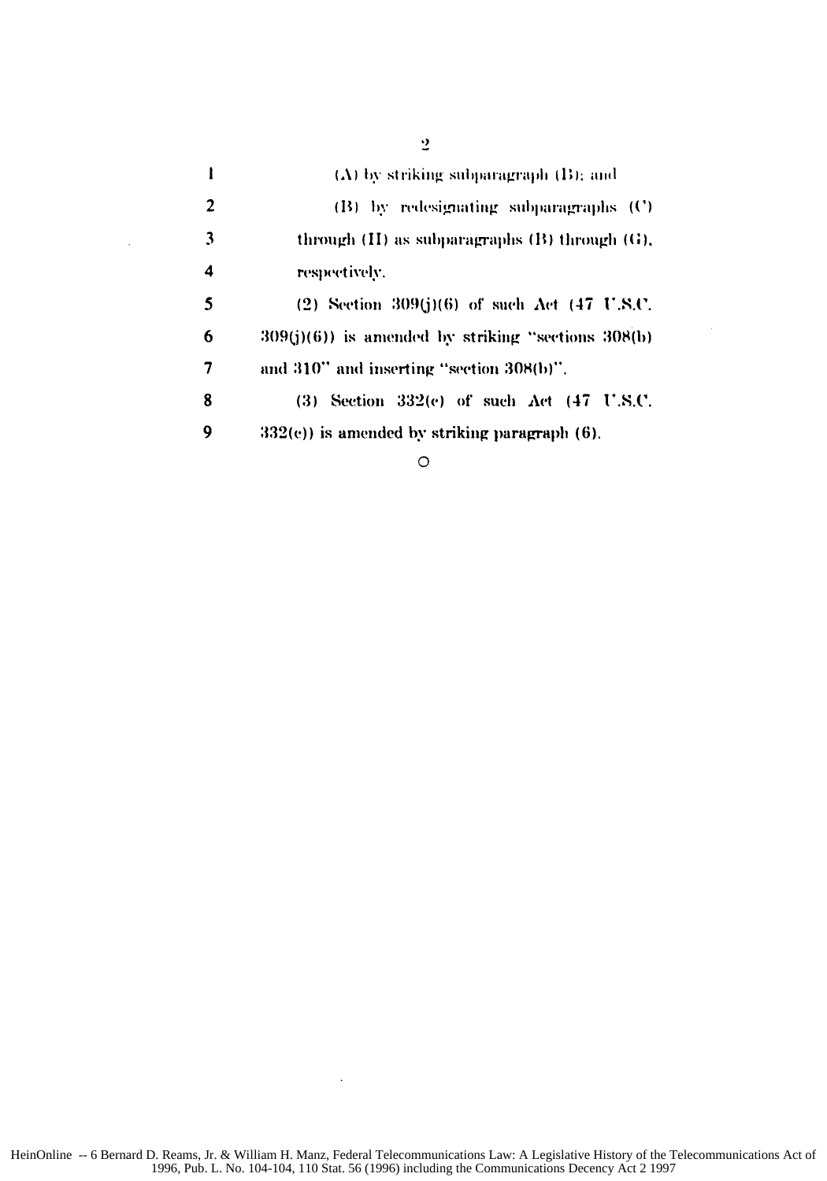1 (A) by striking subparagraph (B); and

2 (B) by redesignating subparagraphs (C)

3 through (H) as subparagraphs (B) through (G),

4 respectively.

5 (2) Section 309(j)(6) of such Act (47 U.S.C.

6 309(j)(6)) is amended by striking "sections 308(b)

7 and 310" and inserting "section 308(b)".

8 (3) Section 332(c) of such Act (47 U.S.C.

9 332(c)) is amended by striking paragraph (6).

○

HeinOnline -- 6 Bernard D. Reams, Jr. & William H. Manz, Federal Telecommunications Law: A Legislative History of the Telecommunications Act of 1996, Pub. L. No. 104-104, 110 Stat. 56 (1996) including the Communications Decency Act 2 1997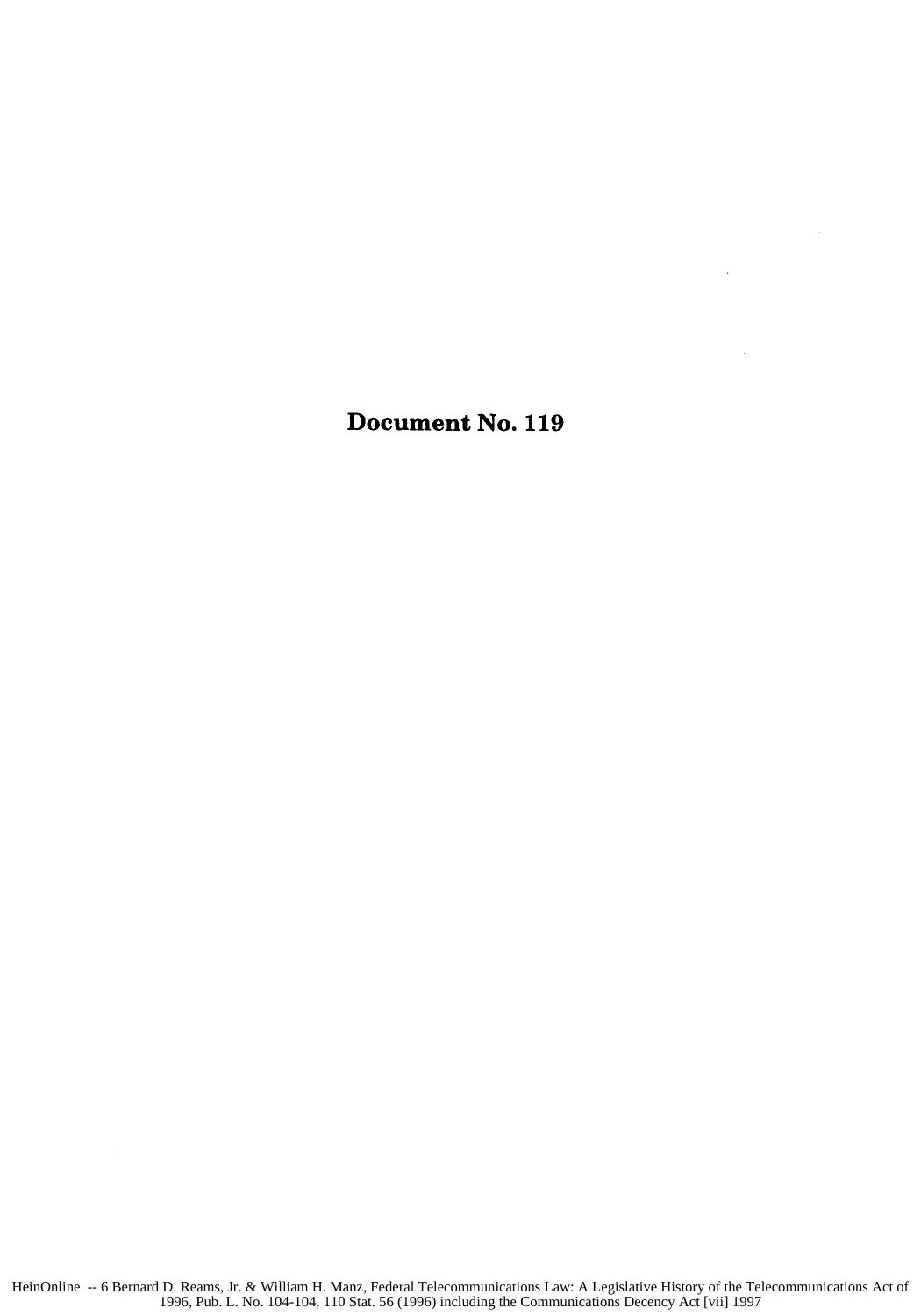# Document No. 119